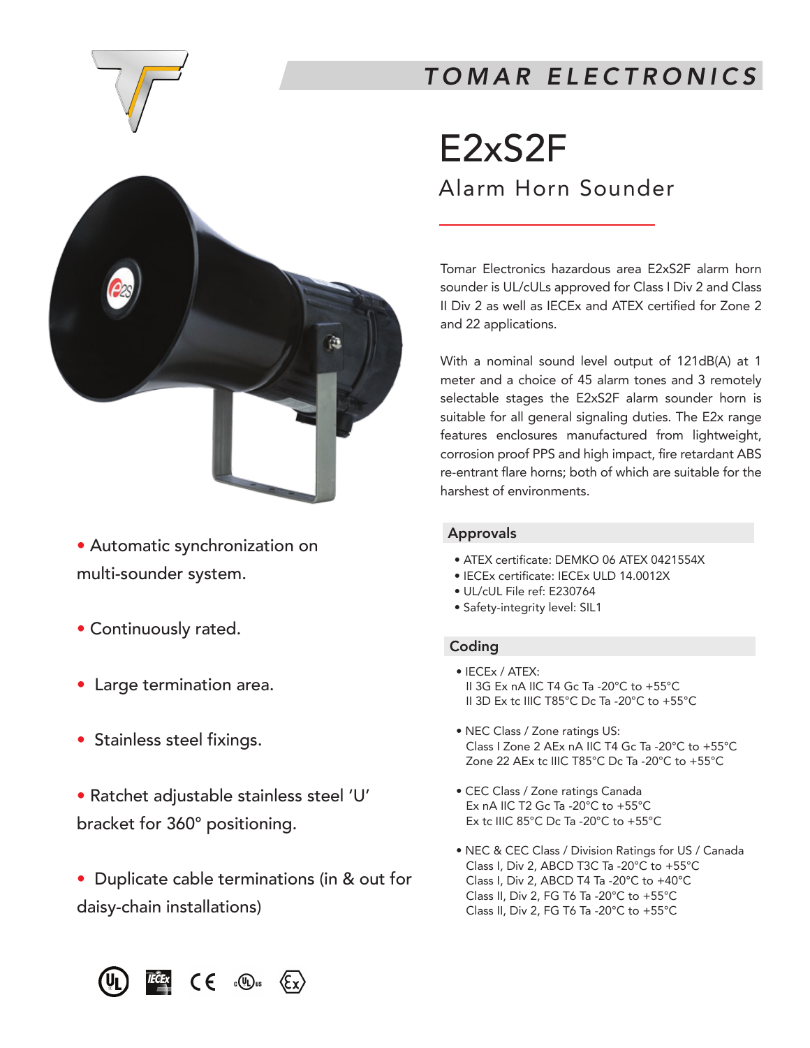TOMAR ELECTRONICS

# E2xS2F

## Alarm Horn Sounder

Tomar Electronics hazardous area E2xS2F alarm horn sounder is UL/cULs approved for Class I Div 2 and Class II Div 2 as well as IECEx and ATEX certified for Zone 2 and 22 applications.

With a nominal sound level output of 121dB(A) at 1 meter and a choice of 45 alarm tones and 3 remotely selectable stages the E2xS2F alarm sounder horn is suitable for all general signaling duties. The E2x range features enclosures manufactured from lightweight, corrosion proof PPS and high impact, fire retardant ABS re-entrant flare horns; both of which are suitable for the harshest of environments.

- Automatic synchronization on multi-sounder system.
- Continuously rated.
- Large termination area.
- Stainless steel fixings.
- Ratchet adjustable stainless steel 'U' bracket for 360° positioning.
- Duplicate cable terminations (in & out for daisy-chain installations)

### Approvals

- ATEX certificate: DEMKO 06 ATEX 0421554X
- IECEx certificate: IECEx ULD 14.0012X
- UL/cUL File ref: E230764
- Safety-integrity level: SIL1

### Coding

- IECEx / ATEX:
  II 3G Ex nA IIC T4 Gc Ta -20°C to +55°C
  II 3D Ex tc IIIC T85°C Dc Ta -20°C to +55°C

- NEC Class / Zone ratings US:
  Class I Zone 2 AEx nA IIC T4 Gc Ta -20°C to +55°C
  Zone 22 AEx tc IIIC T85°C Dc Ta -20°C to +55°C

- CEC Class / Zone ratings Canada
  Ex nA IIC T2 Gc Ta -20°C to +55°C
  Ex tc IIIC 85°C Dc Ta -20°C to +55°C

- NEC & CEC Class / Division Ratings for US / Canada
  Class I, Div 2, ABCD T3C Ta -20°C to +55°C
  Class I, Div 2, ABCD T4 Ta -20°C to +40°C
  Class II, Div 2, FG T6 Ta -20°C to +55°C
  Class II, Div 2, FG T6 Ta -20°C to +55°C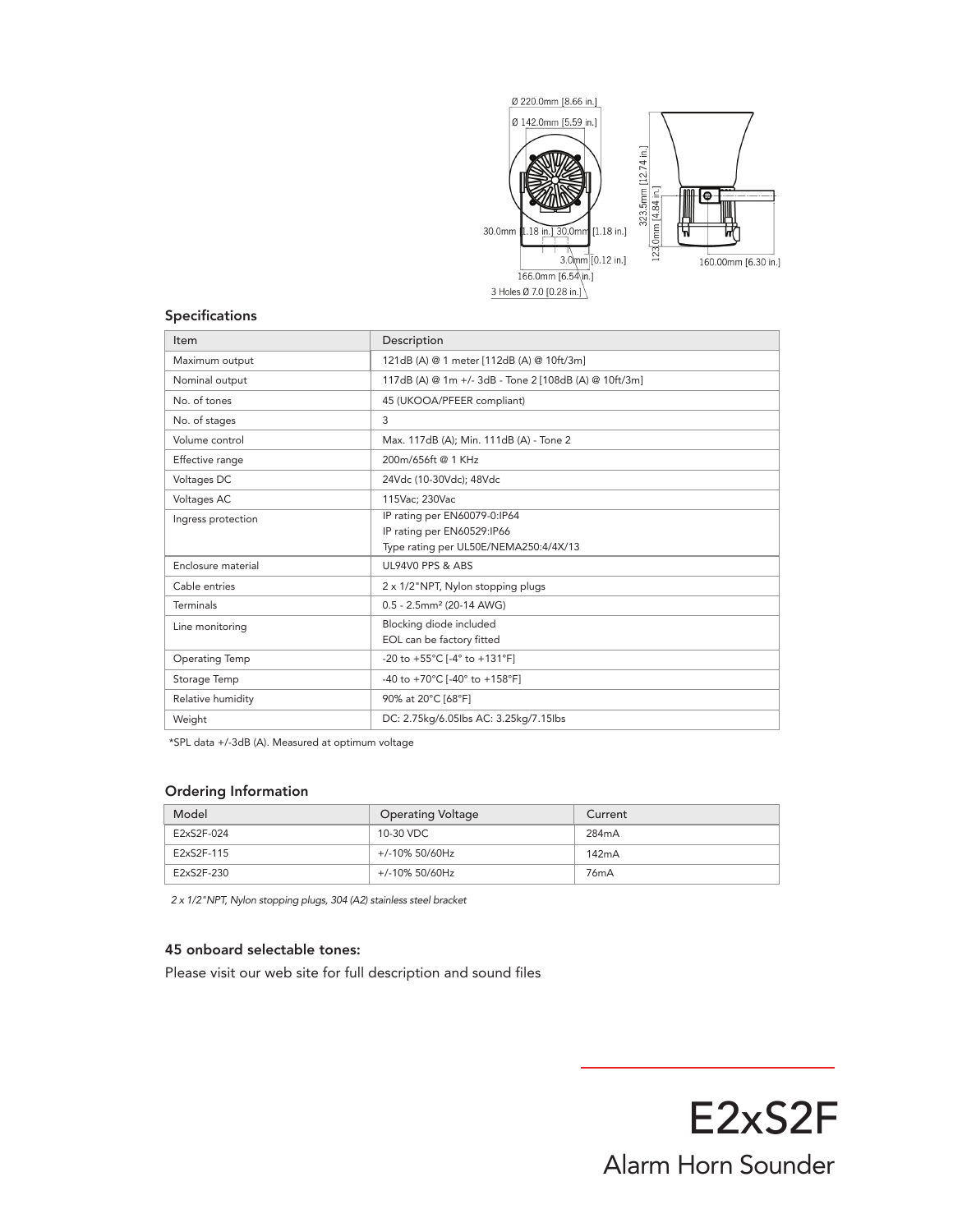Ø 220.0mm [8.66 in.]
Ø 142.0mm [5.59 in.]
30.0mm [1.18 in.] 30.0mm [1.18 in.]
3.0mm [0.12 in.]
166.0mm [6.54 in.]
3 Holes Ø 7.0 [0.28 in.]
323.5mm [12.74 in.]
123.0mm [4.84 in.]
160.00mm [6.30 in.]

## Specifications

| Item | Description |
|---|---|
| Maximum output | 121dB (A) @ 1 meter [112dB (A) @ 10ft/3m] |
| Nominal output | 117dB (A) @ 1m +/- 3dB - Tone 2 [108dB (A) @ 10ft/3m] |
| No. of tones | 45 (UKOOA/PFEER compliant) |
| No. of stages | 3 |
| Volume control | Max. 117dB (A); Min. 111dB (A) - Tone 2 |
| Effective range | 200m/656ft @ 1 KHz |
| Voltages DC | 24Vdc (10-30Vdc); 48Vdc |
| Voltages AC | 115Vac; 230Vac |
| Ingress protection | IP rating per EN60079-0:IP64<br>IP rating per EN60529:IP66<br>Type rating per UL50E/NEMA250:4/4X/13 |
| Enclosure material | UL94V0 PPS & ABS |
| Cable entries | 2 x 1/2"NPT, Nylon stopping plugs |
| Terminals | 0.5 - 2.5mm² (20-14 AWG) |
| Line monitoring | Blocking diode included<br>EOL can be factory fitted |
| Operating Temp | -20 to +55°C [-4° to +131°F] |
| Storage Temp | -40 to +70°C [-40° to +158°F] |
| Relative humidity | 90% at 20°C [68°F] |
| Weight | DC: 2.75kg/6.05lbs AC: 3.25kg/7.15lbs |

*SPL data +/-3dB (A). Measured at optimum voltage

## Ordering Information

| Model | Operating Voltage | Current |
|---|---|---|
| E2xS2F-024 | 10-30 VDC | 284mA |
| E2xS2F-115 | +/-10% 50/60Hz | 142mA |
| E2xS2F-230 | +/-10% 50/60Hz | 76mA |

*2 x 1/2"NPT, Nylon stopping plugs, 304 (A2) stainless steel bracket*

### 45 onboard selectable tones:

Please visit our web site for full description and sound files

# E2xS2F

## Alarm Horn Sounder